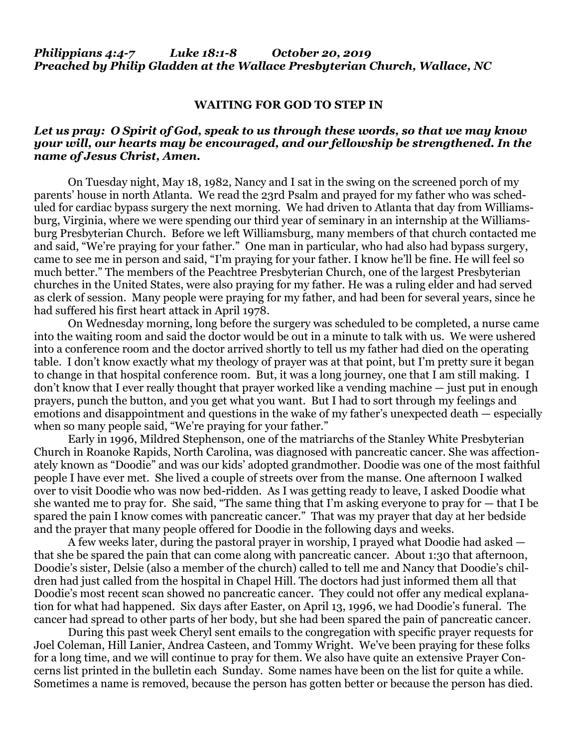***Philippians 4:4-7 Luke 18:1-8 October 20, 2019***
***Preached by Philip Gladden at the Wallace Presbyterian Church, Wallace, NC***

## WAITING FOR GOD TO STEP IN

***Let us pray: O Spirit of God, speak to us through these words, so that we may know your will, our hearts may be encouraged, and our fellowship be strengthened. In the name of Jesus Christ, Amen.***

On Tuesday night, May 18, 1982, Nancy and I sat in the swing on the screened porch of my parents' house in north Atlanta. We read the 23rd Psalm and prayed for my father who was scheduled for cardiac bypass surgery the next morning. We had driven to Atlanta that day from Williamsburg, Virginia, where we were spending our third year of seminary in an internship at the Williamsburg Presbyterian Church. Before we left Williamsburg, many members of that church contacted me and said, "We're praying for your father." One man in particular, who had also had bypass surgery, came to see me in person and said, "I'm praying for your father. I know he'll be fine. He will feel so much better." The members of the Peachtree Presbyterian Church, one of the largest Presbyterian churches in the United States, were also praying for my father. He was a ruling elder and had served as clerk of session. Many people were praying for my father, and had been for several years, since he had suffered his first heart attack in April 1978.

On Wednesday morning, long before the surgery was scheduled to be completed, a nurse came into the waiting room and said the doctor would be out in a minute to talk with us. We were ushered into a conference room and the doctor arrived shortly to tell us my father had died on the operating table. I don't know exactly what my theology of prayer was at that point, but I'm pretty sure it began to change in that hospital conference room. But, it was a long journey, one that I am still making. I don't know that I ever really thought that prayer worked like a vending machine — just put in enough prayers, punch the button, and you get what you want. But I had to sort through my feelings and emotions and disappointment and questions in the wake of my father's unexpected death — especially when so many people said, "We're praying for your father."

Early in 1996, Mildred Stephenson, one of the matriarchs of the Stanley White Presbyterian Church in Roanoke Rapids, North Carolina, was diagnosed with pancreatic cancer. She was affectionately known as "Doodie" and was our kids' adopted grandmother. Doodie was one of the most faithful people I have ever met. She lived a couple of streets over from the manse. One afternoon I walked over to visit Doodie who was now bed-ridden. As I was getting ready to leave, I asked Doodie what she wanted me to pray for. She said, "The same thing that I'm asking everyone to pray for — that I be spared the pain I know comes with pancreatic cancer." That was my prayer that day at her bedside and the prayer that many people offered for Doodie in the following days and weeks.

A few weeks later, during the pastoral prayer in worship, I prayed what Doodie had asked — that she be spared the pain that can come along with pancreatic cancer. About 1:30 that afternoon, Doodie's sister, Delsie (also a member of the church) called to tell me and Nancy that Doodie's children had just called from the hospital in Chapel Hill. The doctors had just informed them all that Doodie's most recent scan showed no pancreatic cancer. They could not offer any medical explanation for what had happened. Six days after Easter, on April 13, 1996, we had Doodie's funeral. The cancer had spread to other parts of her body, but she had been spared the pain of pancreatic cancer.

During this past week Cheryl sent emails to the congregation with specific prayer requests for Joel Coleman, Hill Lanier, Andrea Casteen, and Tommy Wright. We've been praying for these folks for a long time, and we will continue to pray for them. We also have quite an extensive Prayer Concerns list printed in the bulletin each Sunday. Some names have been on the list for quite a while. Sometimes a name is removed, because the person has gotten better or because the person has died.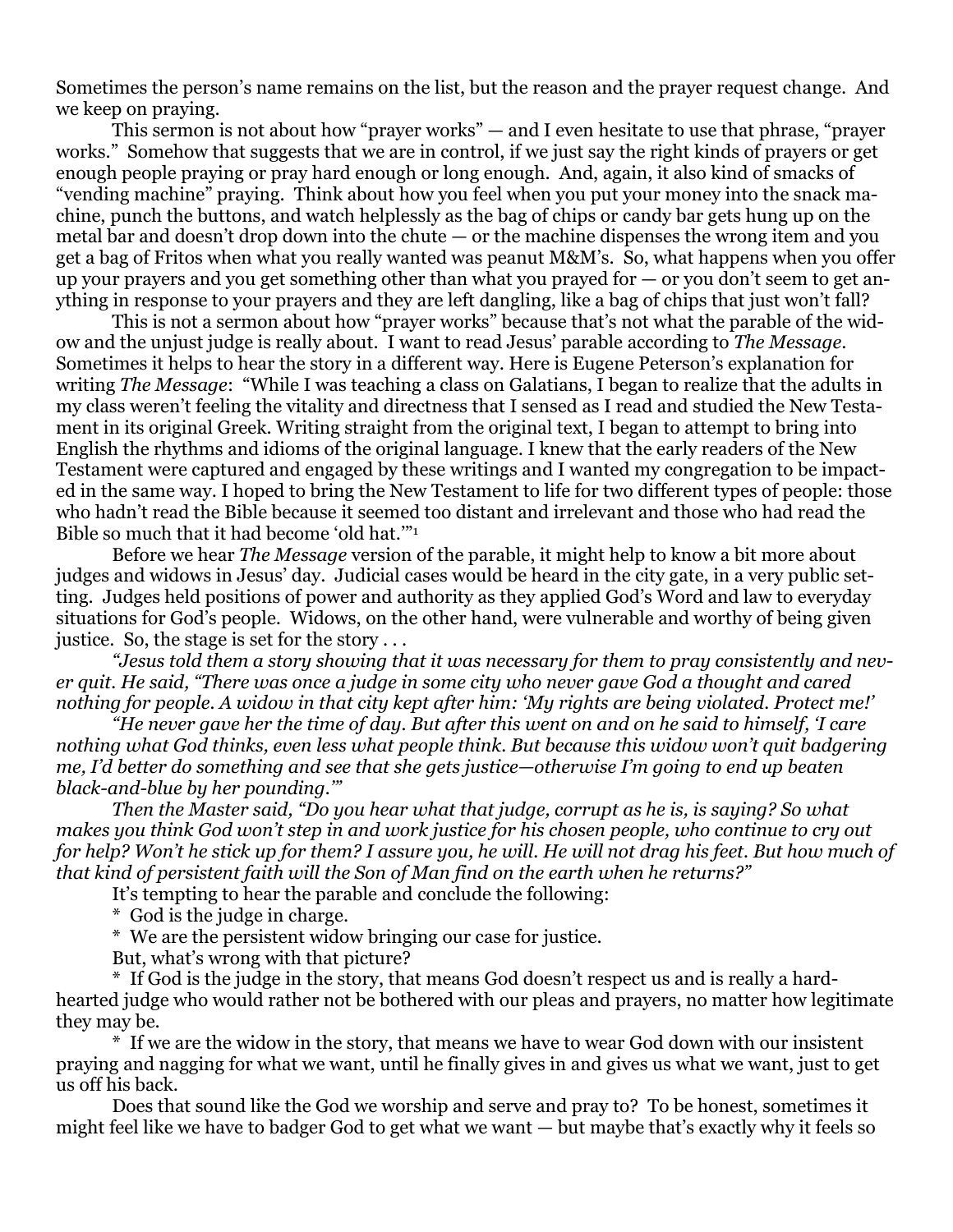Sometimes the person's name remains on the list, but the reason and the prayer request change. And we keep on praying.

This sermon is not about how "prayer works" — and I even hesitate to use that phrase, "prayer works." Somehow that suggests that we are in control, if we just say the right kinds of prayers or get enough people praying or pray hard enough or long enough. And, again, it also kind of smacks of "vending machine" praying. Think about how you feel when you put your money into the snack machine, punch the buttons, and watch helplessly as the bag of chips or candy bar gets hung up on the metal bar and doesn't drop down into the chute — or the machine dispenses the wrong item and you get a bag of Fritos when what you really wanted was peanut M&M's. So, what happens when you offer up your prayers and you get something other than what you prayed for — or you don't seem to get anything in response to your prayers and they are left dangling, like a bag of chips that just won't fall?

This is not a sermon about how "prayer works" because that's not what the parable of the widow and the unjust judge is really about. I want to read Jesus' parable according to *The Message*. Sometimes it helps to hear the story in a different way. Here is Eugene Peterson's explanation for writing *The Message*: "While I was teaching a class on Galatians, I began to realize that the adults in my class weren't feeling the vitality and directness that I sensed as I read and studied the New Testament in its original Greek. Writing straight from the original text, I began to attempt to bring into English the rhythms and idioms of the original language. I knew that the early readers of the New Testament were captured and engaged by these writings and I wanted my congregation to be impacted in the same way. I hoped to bring the New Testament to life for two different types of people: those who hadn't read the Bible because it seemed too distant and irrelevant and those who had read the Bible so much that it had become 'old hat.'"[1]

Before we hear *The Message* version of the parable, it might help to know a bit more about judges and widows in Jesus' day. Judicial cases would be heard in the city gate, in a very public setting. Judges held positions of power and authority as they applied God's Word and law to everyday situations for God's people. Widows, on the other hand, were vulnerable and worthy of being given justice. So, the stage is set for the story . . .

*"Jesus told them a story showing that it was necessary for them to pray consistently and never quit. He said, "There was once a judge in some city who never gave God a thought and cared nothing for people. A widow in that city kept after him: 'My rights are being violated. Protect me!'*

*"He never gave her the time of day. But after this went on and on he said to himself, 'I care nothing what God thinks, even less what people think. But because this widow won't quit badgering me, I'd better do something and see that she gets justice—otherwise I'm going to end up beaten black-and-blue by her pounding.'"*

*Then the Master said, "Do you hear what that judge, corrupt as he is, is saying? So what makes you think God won't step in and work justice for his chosen people, who continue to cry out for help? Won't he stick up for them? I assure you, he will. He will not drag his feet. But how much of that kind of persistent faith will the Son of Man find on the earth when he returns?"*

It's tempting to hear the parable and conclude the following:

\* God is the judge in charge.

\* We are the persistent widow bringing our case for justice.

But, what's wrong with that picture?

\* If God is the judge in the story, that means God doesn't respect us and is really a hard-hearted judge who would rather not be bothered with our pleas and prayers, no matter how legitimate they may be.

\* If we are the widow in the story, that means we have to wear God down with our insistent praying and nagging for what we want, until he finally gives in and gives us what we want, just to get us off his back.

Does that sound like the God we worship and serve and pray to? To be honest, sometimes it might feel like we have to badger God to get what we want — but maybe that's exactly why it feels so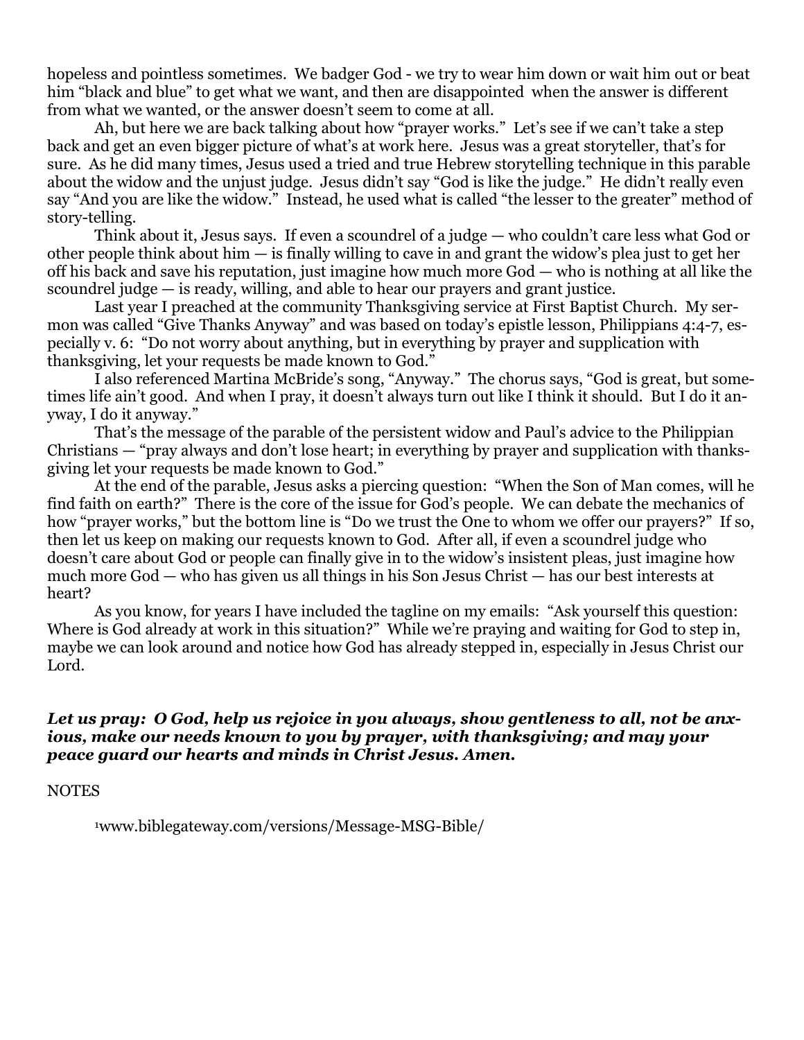hopeless and pointless sometimes. We badger God - we try to wear him down or wait him out or beat him "black and blue" to get what we want, and then are disappointed when the answer is different from what we wanted, or the answer doesn't seem to come at all.

Ah, but here we are back talking about how "prayer works." Let's see if we can't take a step back and get an even bigger picture of what's at work here. Jesus was a great storyteller, that's for sure. As he did many times, Jesus used a tried and true Hebrew storytelling technique in this parable about the widow and the unjust judge. Jesus didn't say "God is like the judge." He didn't really even say "And you are like the widow." Instead, he used what is called "the lesser to the greater" method of story-telling.

Think about it, Jesus says. If even a scoundrel of a judge — who couldn't care less what God or other people think about him — is finally willing to cave in and grant the widow's plea just to get her off his back and save his reputation, just imagine how much more God — who is nothing at all like the scoundrel judge — is ready, willing, and able to hear our prayers and grant justice.

Last year I preached at the community Thanksgiving service at First Baptist Church. My sermon was called "Give Thanks Anyway" and was based on today's epistle lesson, Philippians 4:4-7, especially v. 6: "Do not worry about anything, but in everything by prayer and supplication with thanksgiving, let your requests be made known to God."

I also referenced Martina McBride's song, "Anyway." The chorus says, "God is great, but sometimes life ain't good. And when I pray, it doesn't always turn out like I think it should. But I do it anyway, I do it anyway."

That's the message of the parable of the persistent widow and Paul's advice to the Philippian Christians — "pray always and don't lose heart; in everything by prayer and supplication with thanksgiving let your requests be made known to God."

At the end of the parable, Jesus asks a piercing question: "When the Son of Man comes, will he find faith on earth?" There is the core of the issue for God's people. We can debate the mechanics of how "prayer works," but the bottom line is "Do we trust the One to whom we offer our prayers?" If so, then let us keep on making our requests known to God. After all, if even a scoundrel judge who doesn't care about God or people can finally give in to the widow's insistent pleas, just imagine how much more God — who has given us all things in his Son Jesus Christ — has our best interests at heart?

As you know, for years I have included the tagline on my emails: "Ask yourself this question: Where is God already at work in this situation?" While we're praying and waiting for God to step in, maybe we can look around and notice how God has already stepped in, especially in Jesus Christ our Lord.

***Let us pray: O God, help us rejoice in you always, show gentleness to all, not be anxious, make our needs known to you by prayer, with thanksgiving; and may your peace guard our hearts and minds in Christ Jesus. Amen.***

NOTES

[1]www.biblegateway.com/versions/Message-MSG-Bible/